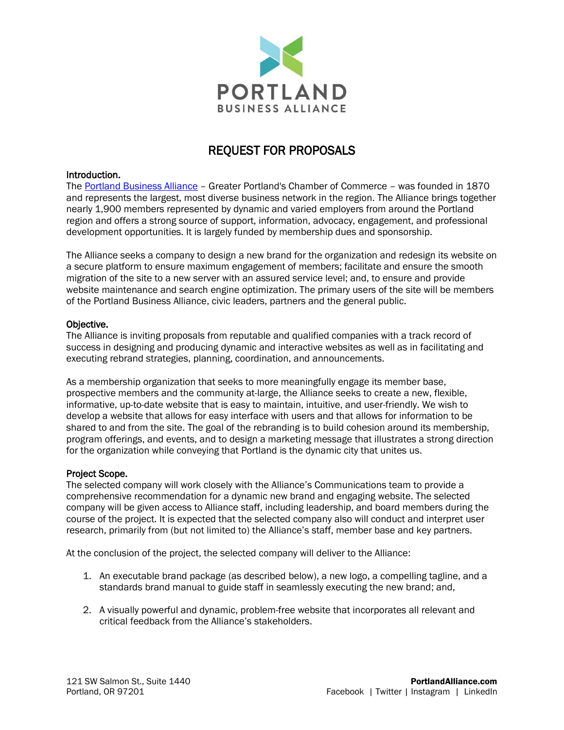# REQUEST FOR PROPOSALS

**Introduction.**

The Portland Business Alliance – Greater Portland's Chamber of Commerce – was founded in 1870 and represents the largest, most diverse business network in the region. The Alliance brings together nearly 1,900 members represented by dynamic and varied employers from around the Portland region and offers a strong source of support, information, advocacy, engagement, and professional development opportunities. It is largely funded by membership dues and sponsorship.

The Alliance seeks a company to design a new brand for the organization and redesign its website on a secure platform to ensure maximum engagement of members; facilitate and ensure the smooth migration of the site to a new server with an assured service level; and, to ensure and provide website maintenance and search engine optimization. The primary users of the site will be members of the Portland Business Alliance, civic leaders, partners and the general public.

**Objective.**

The Alliance is inviting proposals from reputable and qualified companies with a track record of success in designing and producing dynamic and interactive websites as well as in facilitating and executing rebrand strategies, planning, coordination, and announcements.

As a membership organization that seeks to more meaningfully engage its member base, prospective members and the community at-large, the Alliance seeks to create a new, flexible, informative, up-to-date website that is easy to maintain, intuitive, and user-friendly. We wish to develop a website that allows for easy interface with users and that allows for information to be shared to and from the site. The goal of the rebranding is to build cohesion around its membership, program offerings, and events, and to design a marketing message that illustrates a strong direction for the organization while conveying that Portland is the dynamic city that unites us.

**Project Scope.**

The selected company will work closely with the Alliance's Communications team to provide a comprehensive recommendation for a dynamic new brand and engaging website. The selected company will be given access to Alliance staff, including leadership, and board members during the course of the project. It is expected that the selected company also will conduct and interpret user research, primarily from (but not limited to) the Alliance's staff, member base and key partners.

At the conclusion of the project, the selected company will deliver to the Alliance:

1. An executable brand package (as described below), a new logo, a compelling tagline, and a standards brand manual to guide staff in seamlessly executing the new brand; and,
2. A visually powerful and dynamic, problem-free website that incorporates all relevant and critical feedback from the Alliance's stakeholders.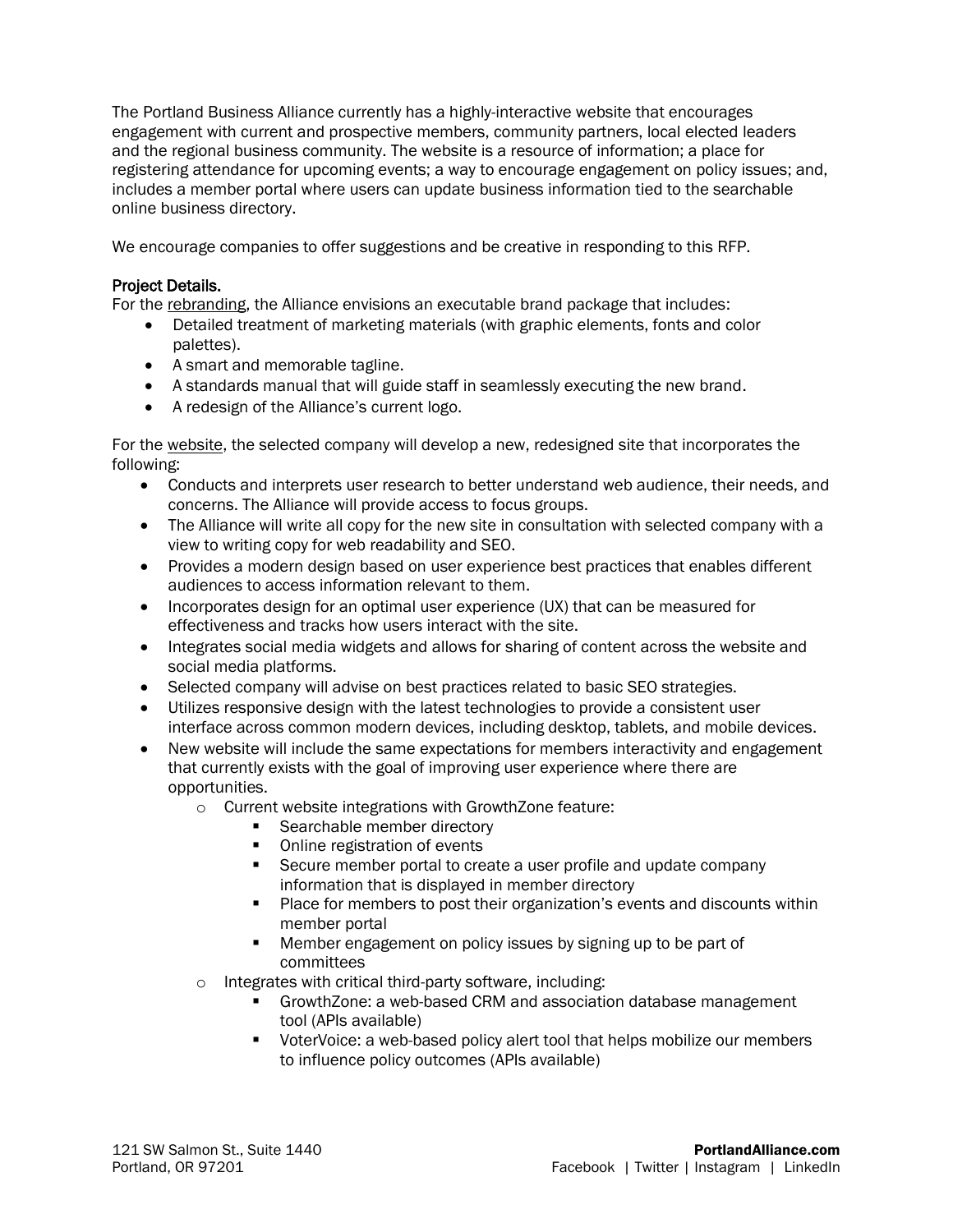The Portland Business Alliance currently has a highly-interactive website that encourages engagement with current and prospective members, community partners, local elected leaders and the regional business community. The website is a resource of information; a place for registering attendance for upcoming events; a way to encourage engagement on policy issues; and, includes a member portal where users can update business information tied to the searchable online business directory.

We encourage companies to offer suggestions and be creative in responding to this RFP.

**Project Details.**

For the rebranding, the Alliance envisions an executable brand package that includes:

- Detailed treatment of marketing materials (with graphic elements, fonts and color palettes).
- A smart and memorable tagline.
- A standards manual that will guide staff in seamlessly executing the new brand.
- A redesign of the Alliance's current logo.

For the website, the selected company will develop a new, redesigned site that incorporates the following:

- Conducts and interprets user research to better understand web audience, their needs, and concerns. The Alliance will provide access to focus groups.
- The Alliance will write all copy for the new site in consultation with selected company with a view to writing copy for web readability and SEO.
- Provides a modern design based on user experience best practices that enables different audiences to access information relevant to them.
- Incorporates design for an optimal user experience (UX) that can be measured for effectiveness and tracks how users interact with the site.
- Integrates social media widgets and allows for sharing of content across the website and social media platforms.
- Selected company will advise on best practices related to basic SEO strategies.
- Utilizes responsive design with the latest technologies to provide a consistent user interface across common modern devices, including desktop, tablets, and mobile devices.
- New website will include the same expectations for members interactivity and engagement that currently exists with the goal of improving user experience where there are opportunities.
  - Current website integrations with GrowthZone feature:
    - Searchable member directory
    - Online registration of events
    - Secure member portal to create a user profile and update company information that is displayed in member directory
    - Place for members to post their organization's events and discounts within member portal
    - Member engagement on policy issues by signing up to be part of committees
  - Integrates with critical third-party software, including:
    - GrowthZone: a web-based CRM and association database management tool (APIs available)
    - VoterVoice: a web-based policy alert tool that helps mobilize our members to influence policy outcomes (APIs available)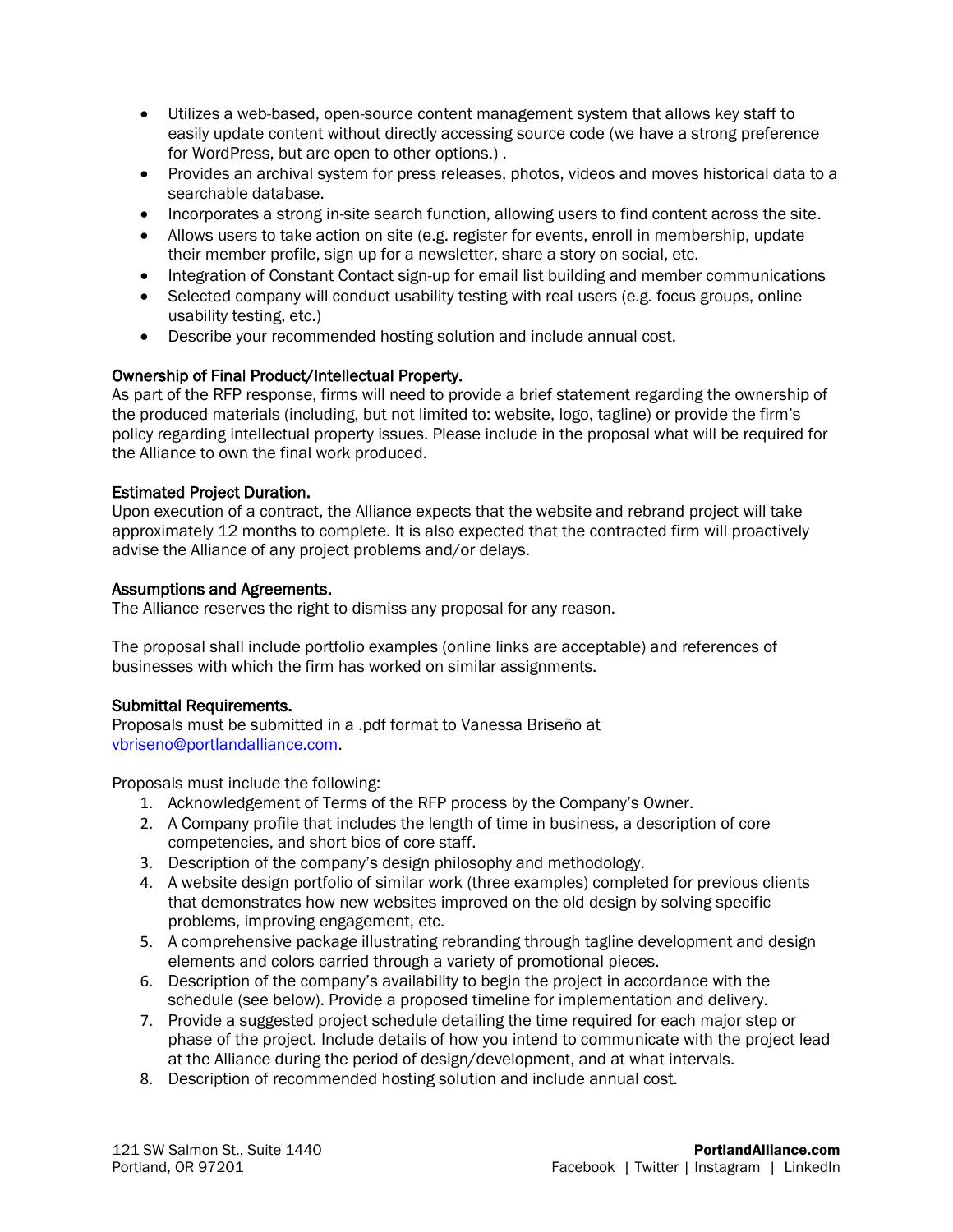- Utilizes a web-based, open-source content management system that allows key staff to easily update content without directly accessing source code (we have a strong preference for WordPress, but are open to other options.) .
- Provides an archival system for press releases, photos, videos and moves historical data to a searchable database.
- Incorporates a strong in-site search function, allowing users to find content across the site.
- Allows users to take action on site (e.g. register for events, enroll in membership, update their member profile, sign up for a newsletter, share a story on social, etc.
- Integration of Constant Contact sign-up for email list building and member communications
- Selected company will conduct usability testing with real users (e.g. focus groups, online usability testing, etc.)
- Describe your recommended hosting solution and include annual cost.

**Ownership of Final Product/Intellectual Property.**
As part of the RFP response, firms will need to provide a brief statement regarding the ownership of the produced materials (including, but not limited to: website, logo, tagline) or provide the firm's policy regarding intellectual property issues. Please include in the proposal what will be required for the Alliance to own the final work produced.

**Estimated Project Duration.**
Upon execution of a contract, the Alliance expects that the website and rebrand project will take approximately 12 months to complete. It is also expected that the contracted firm will proactively advise the Alliance of any project problems and/or delays.

**Assumptions and Agreements.**
The Alliance reserves the right to dismiss any proposal for any reason.

The proposal shall include portfolio examples (online links are acceptable) and references of businesses with which the firm has worked on similar assignments.

**Submittal Requirements.**
Proposals must be submitted in a .pdf format to Vanessa Briseño at vbriseno@portlandalliance.com.

Proposals must include the following:

1. Acknowledgement of Terms of the RFP process by the Company's Owner.
2. A Company profile that includes the length of time in business, a description of core competencies, and short bios of core staff.
3. Description of the company's design philosophy and methodology.
4. A website design portfolio of similar work (three examples) completed for previous clients that demonstrates how new websites improved on the old design by solving specific problems, improving engagement, etc.
5. A comprehensive package illustrating rebranding through tagline development and design elements and colors carried through a variety of promotional pieces.
6. Description of the company's availability to begin the project in accordance with the schedule (see below). Provide a proposed timeline for implementation and delivery.
7. Provide a suggested project schedule detailing the time required for each major step or phase of the project. Include details of how you intend to communicate with the project lead at the Alliance during the period of design/development, and at what intervals.
8. Description of recommended hosting solution and include annual cost.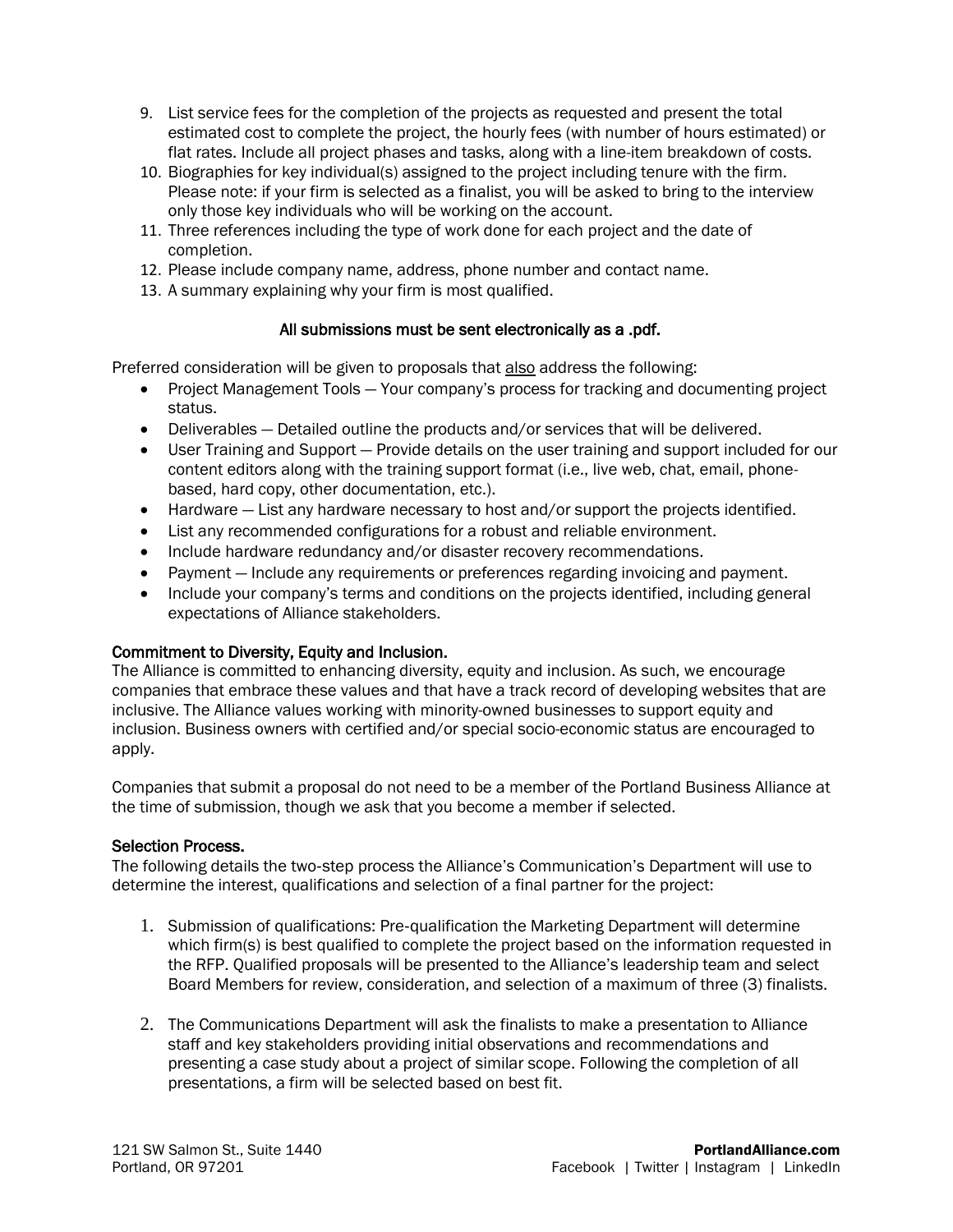9. List service fees for the completion of the projects as requested and present the total estimated cost to complete the project, the hourly fees (with number of hours estimated) or flat rates. Include all project phases and tasks, along with a line-item breakdown of costs.
10. Biographies for key individual(s) assigned to the project including tenure with the firm. Please note: if your firm is selected as a finalist, you will be asked to bring to the interview only those key individuals who will be working on the account.
11. Three references including the type of work done for each project and the date of completion.
12. Please include company name, address, phone number and contact name.
13. A summary explaining why your firm is most qualified.

**All submissions must be sent electronically as a .pdf.**

Preferred consideration will be given to proposals that <u>also</u> address the following:

- Project Management Tools — Your company's process for tracking and documenting project status.
- Deliverables — Detailed outline the products and/or services that will be delivered.
- User Training and Support — Provide details on the user training and support included for our content editors along with the training support format (i.e., live web, chat, email, phone-based, hard copy, other documentation, etc.).
- Hardware — List any hardware necessary to host and/or support the projects identified.
- List any recommended configurations for a robust and reliable environment.
- Include hardware redundancy and/or disaster recovery recommendations.
- Payment — Include any requirements or preferences regarding invoicing and payment.
- Include your company's terms and conditions on the projects identified, including general expectations of Alliance stakeholders.

**Commitment to Diversity, Equity and Inclusion.**

The Alliance is committed to enhancing diversity, equity and inclusion. As such, we encourage companies that embrace these values and that have a track record of developing websites that are inclusive. The Alliance values working with minority-owned businesses to support equity and inclusion. Business owners with certified and/or special socio-economic status are encouraged to apply.

Companies that submit a proposal do not need to be a member of the Portland Business Alliance at the time of submission, though we ask that you become a member if selected.

**Selection Process.**

The following details the two-step process the Alliance's Communication's Department will use to determine the interest, qualifications and selection of a final partner for the project:

1. Submission of qualifications: Pre-qualification the Marketing Department will determine which firm(s) is best qualified to complete the project based on the information requested in the RFP. Qualified proposals will be presented to the Alliance's leadership team and select Board Members for review, consideration, and selection of a maximum of three (3) finalists.

2. The Communications Department will ask the finalists to make a presentation to Alliance staff and key stakeholders providing initial observations and recommendations and presenting a case study about a project of similar scope. Following the completion of all presentations, a firm will be selected based on best fit.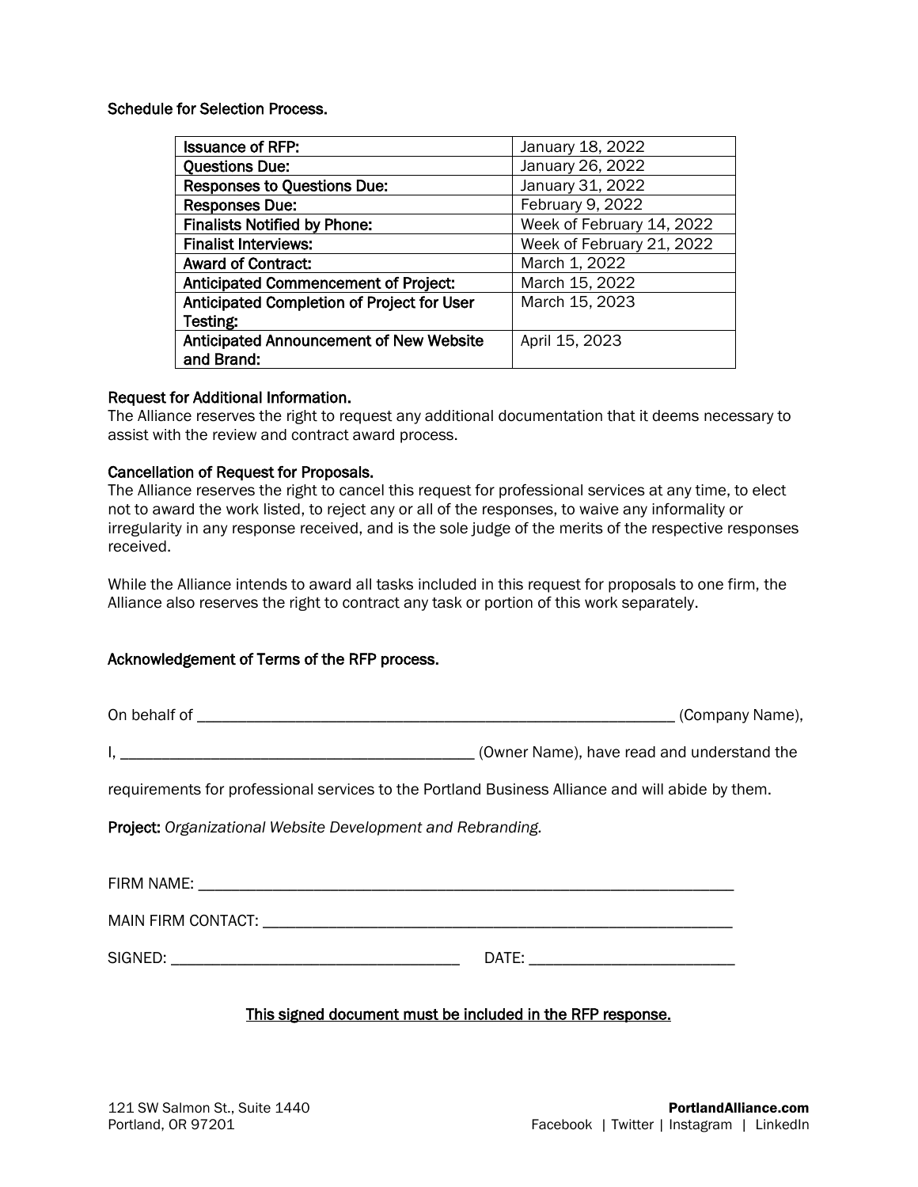**Schedule for Selection Process.**

| | |
|---|---|
| **Issuance of RFP:** | January 18, 2022 |
| **Questions Due:** | January 26, 2022 |
| **Responses to Questions Due:** | January 31, 2022 |
| **Responses Due:** | February 9, 2022 |
| **Finalists Notified by Phone:** | Week of February 14, 2022 |
| **Finalist Interviews:** | Week of February 21, 2022 |
| **Award of Contract:** | March 1, 2022 |
| **Anticipated Commencement of Project:** | March 15, 2022 |
| **Anticipated Completion of Project for User Testing:** | March 15, 2023 |
| **Anticipated Announcement of New Website and Brand:** | April 15, 2023 |

**Request for Additional Information.**
The Alliance reserves the right to request any additional documentation that it deems necessary to assist with the review and contract award process.

**Cancellation of Request for Proposals.**
The Alliance reserves the right to cancel this request for professional services at any time, to elect not to award the work listed, to reject any or all of the responses, to waive any informality or irregularity in any response received, and is the sole judge of the merits of the respective responses received.

While the Alliance intends to award all tasks included in this request for proposals to one firm, the Alliance also reserves the right to contract any task or portion of this work separately.

**Acknowledgement of Terms of the RFP process.**

On behalf of ____________________________________________________________ (Company Name),

I, ____________________________________________ (Owner Name), have read and understand the

requirements for professional services to the Portland Business Alliance and will abide by them.

**Project:** *Organizational Website Development and Rebranding.*

FIRM NAME: ____________________________________________________________________

MAIN FIRM CONTACT: ____________________________________________________________

SIGNED: ____________________________________ DATE: __________________________

<u>**This signed document must be included in the RFP response.**</u>